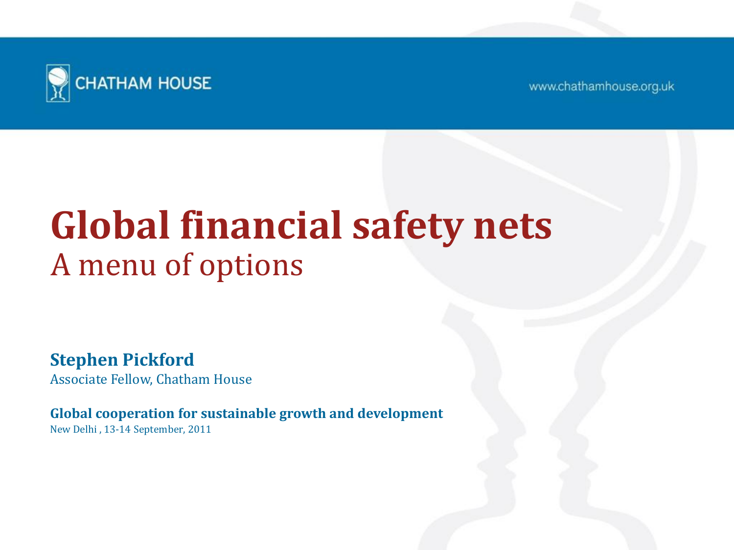CHATHAM HOUSE

www.chathamhouse.org.uk

# Global financial safety nets

## A menu of options

**Stephen Pickford**

Associate Fellow, Chatham House

**Global cooperation for sustainable growth and development**

New Delhi , 13-14 September, 2011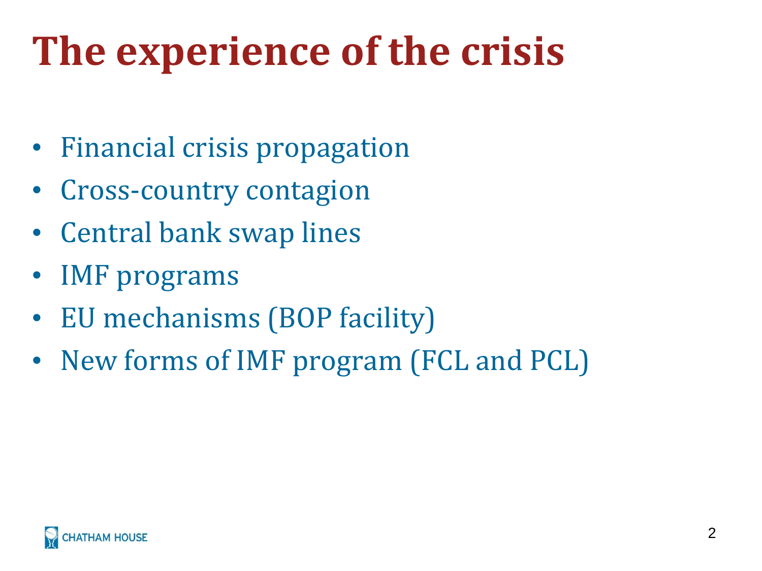# The experience of the crisis

- Financial crisis propagation
- Cross-country contagion
- Central bank swap lines
- IMF programs
- EU mechanisms (BOP facility)
- New forms of IMF program (FCL and PCL)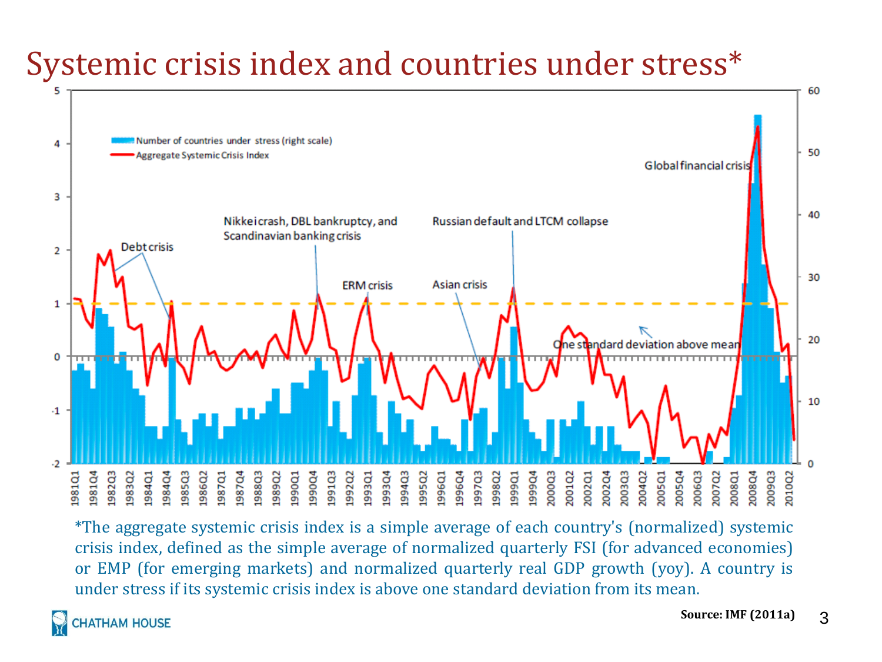# Systemic crisis index and countries under stress*

*The aggregate systemic crisis index is a simple average of each country's (normalized) systemic crisis index, defined as the simple average of normalized quarterly FSI (for advanced economies) or EMP (for emerging markets) and normalized quarterly real GDP growth (yoy). A country is under stress if its systemic crisis index is above one standard deviation from its mean.

**Source: IMF (2011a)**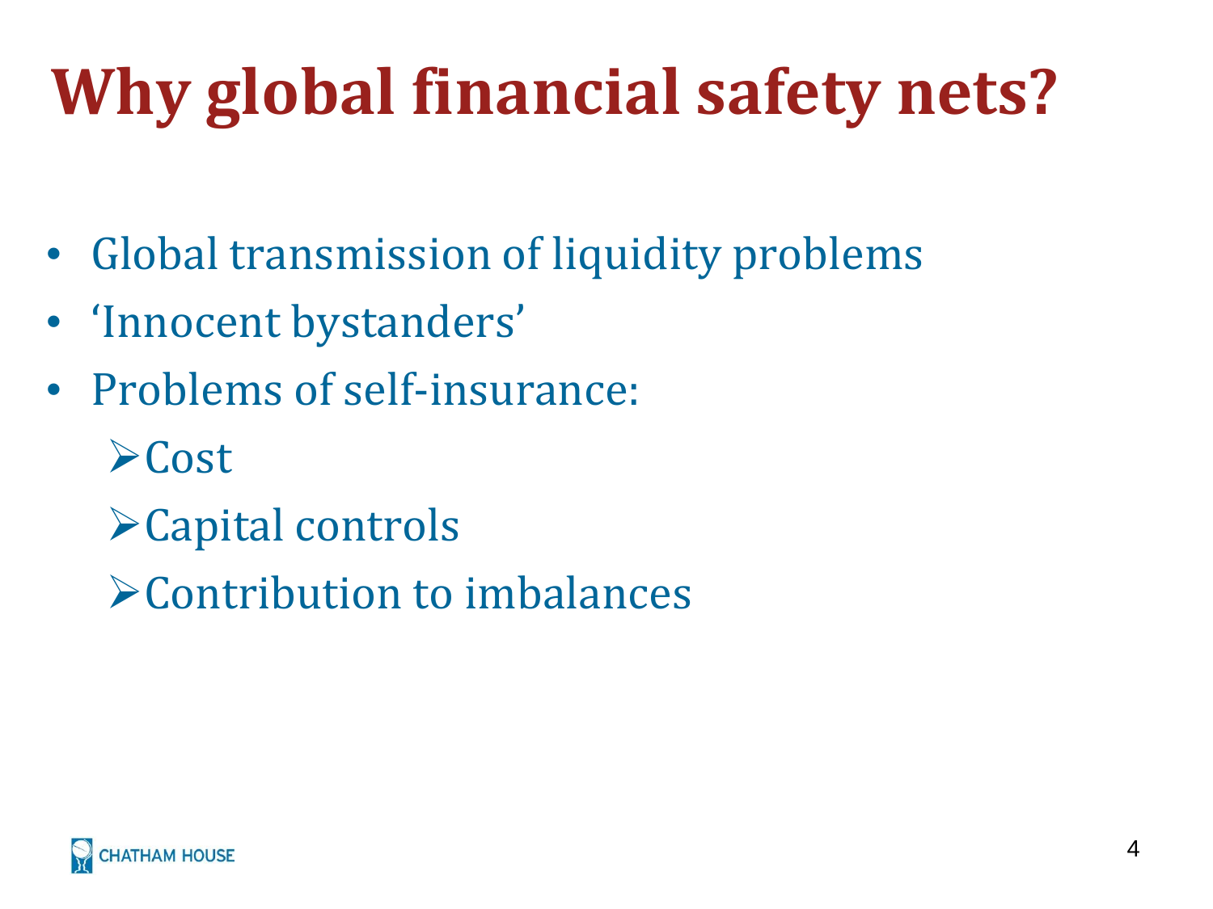# Why global financial safety nets?

- Global transmission of liquidity problems
- 'Innocent bystanders'
- Problems of self-insurance:
  - Cost
  - Capital controls
  - Contribution to imbalances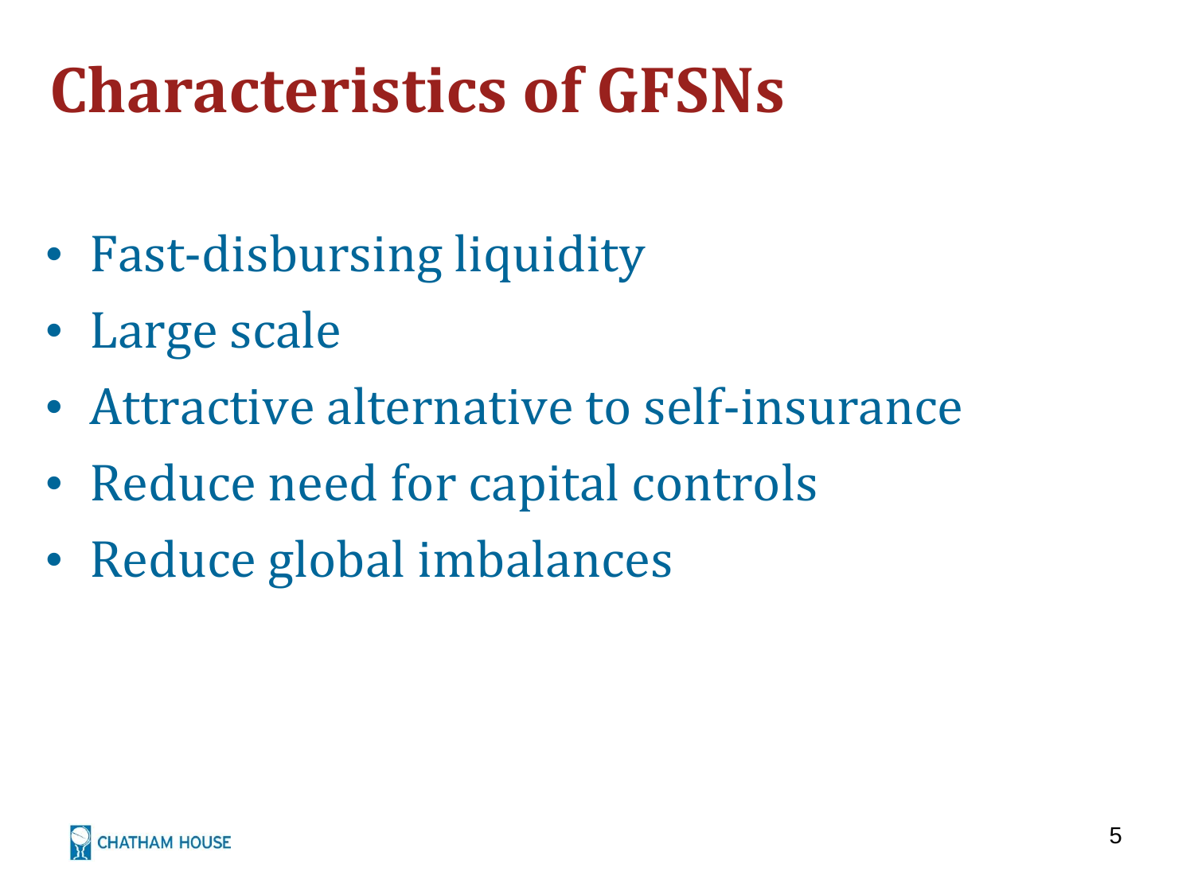# Characteristics of GFSNs

- Fast-disbursing liquidity
- Large scale
- Attractive alternative to self-insurance
- Reduce need for capital controls
- Reduce global imbalances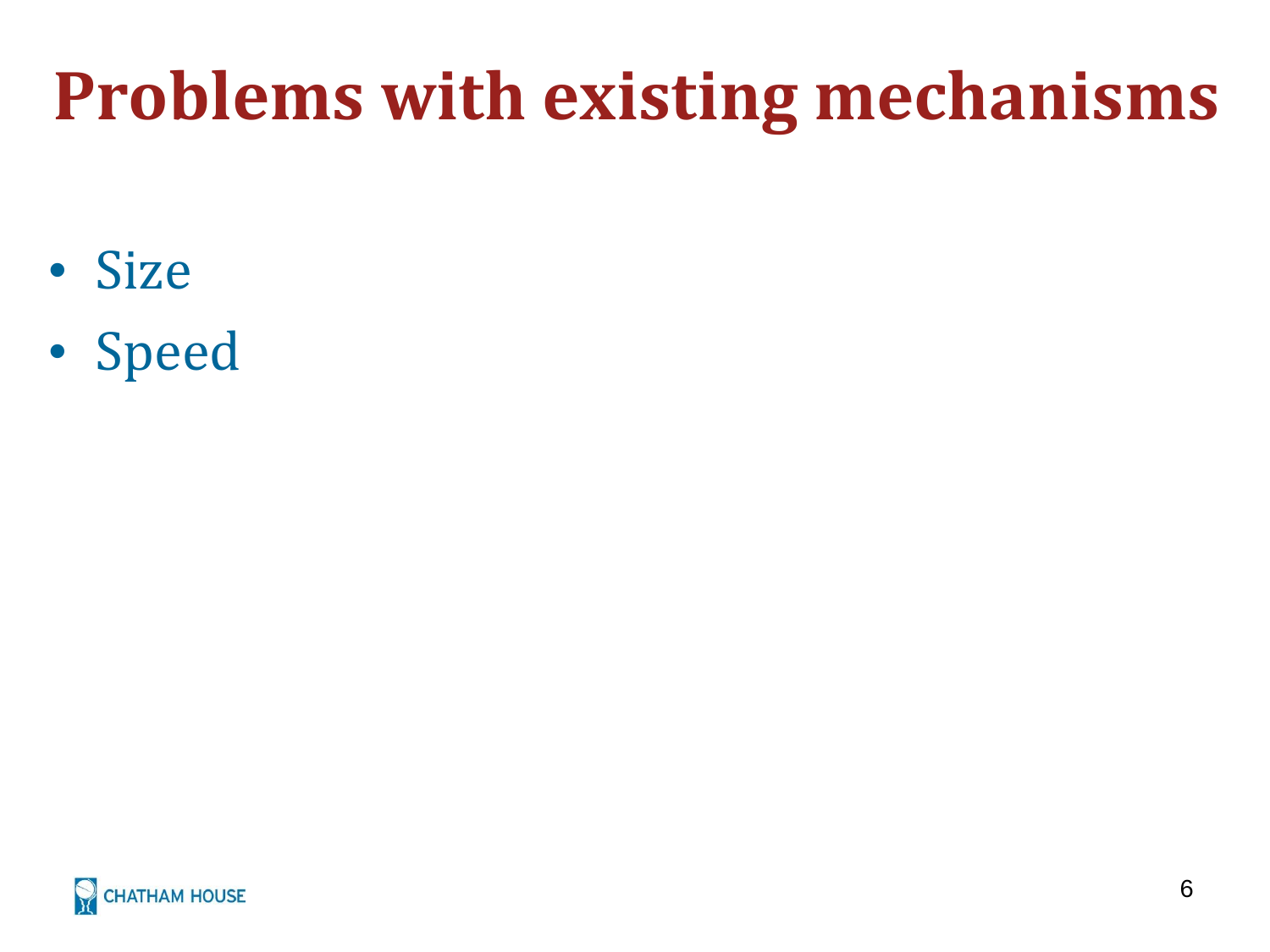# Problems with existing mechanisms

- Size
- Speed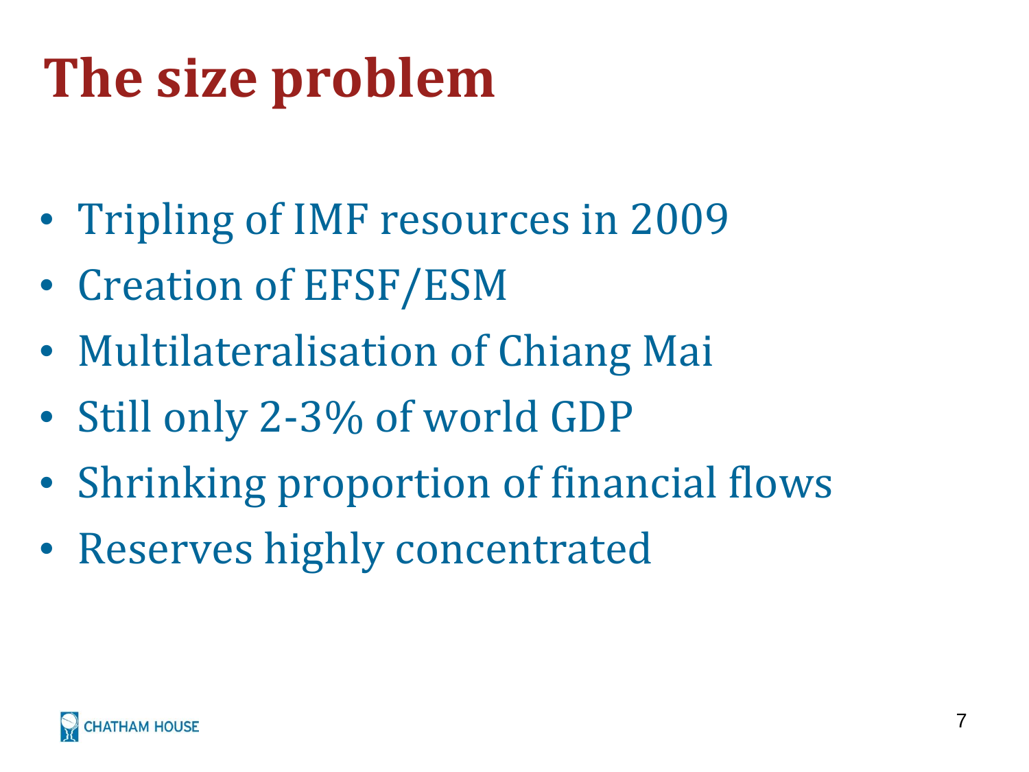# The size problem

- Tripling of IMF resources in 2009
- Creation of EFSF/ESM
- Multilateralisation of Chiang Mai
- Still only 2-3% of world GDP
- Shrinking proportion of financial flows
- Reserves highly concentrated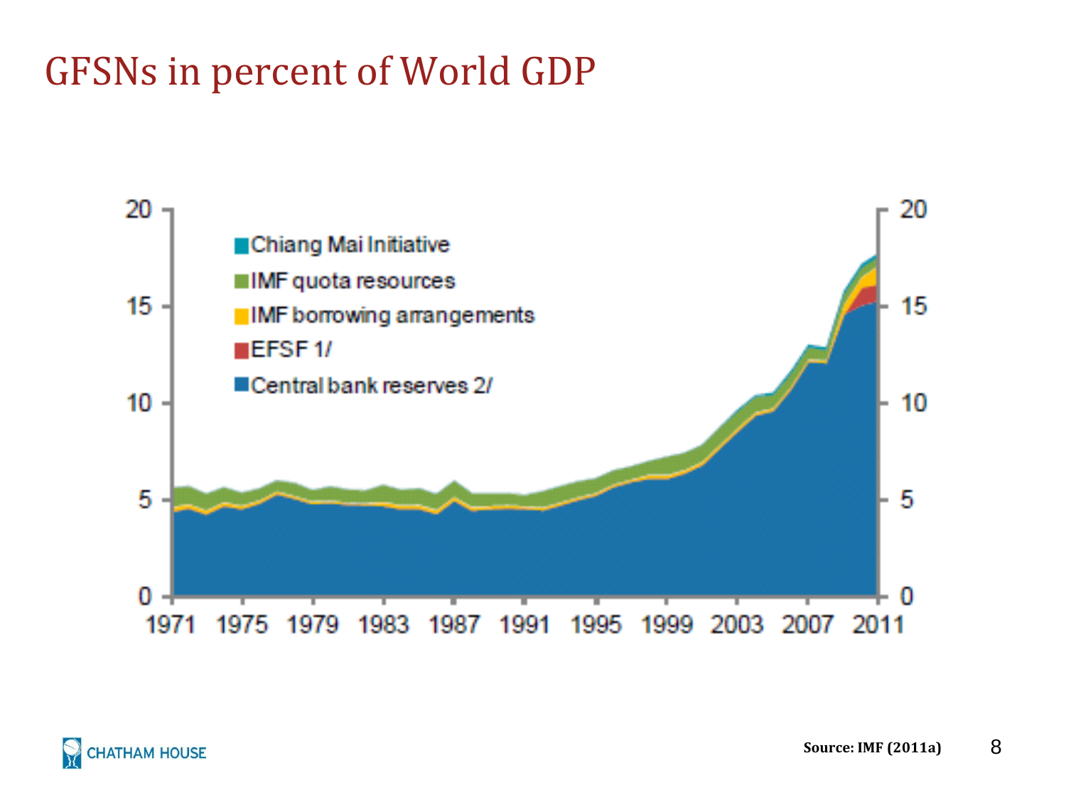# GFSNs in percent of World GDP

Source: IMF (2011a)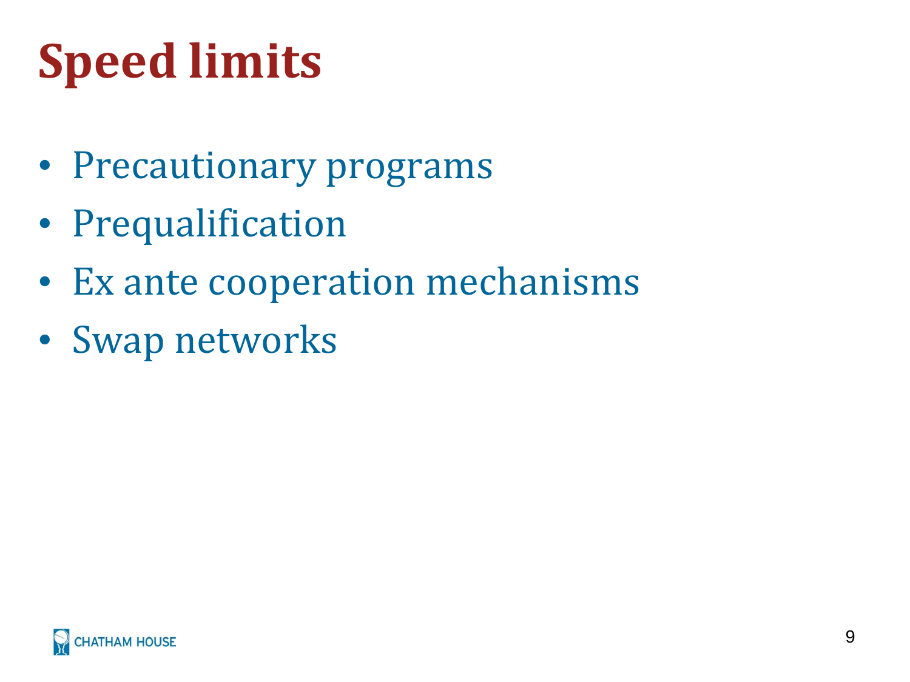# Speed limits

- Precautionary programs
- Prequalification
- Ex ante cooperation mechanisms
- Swap networks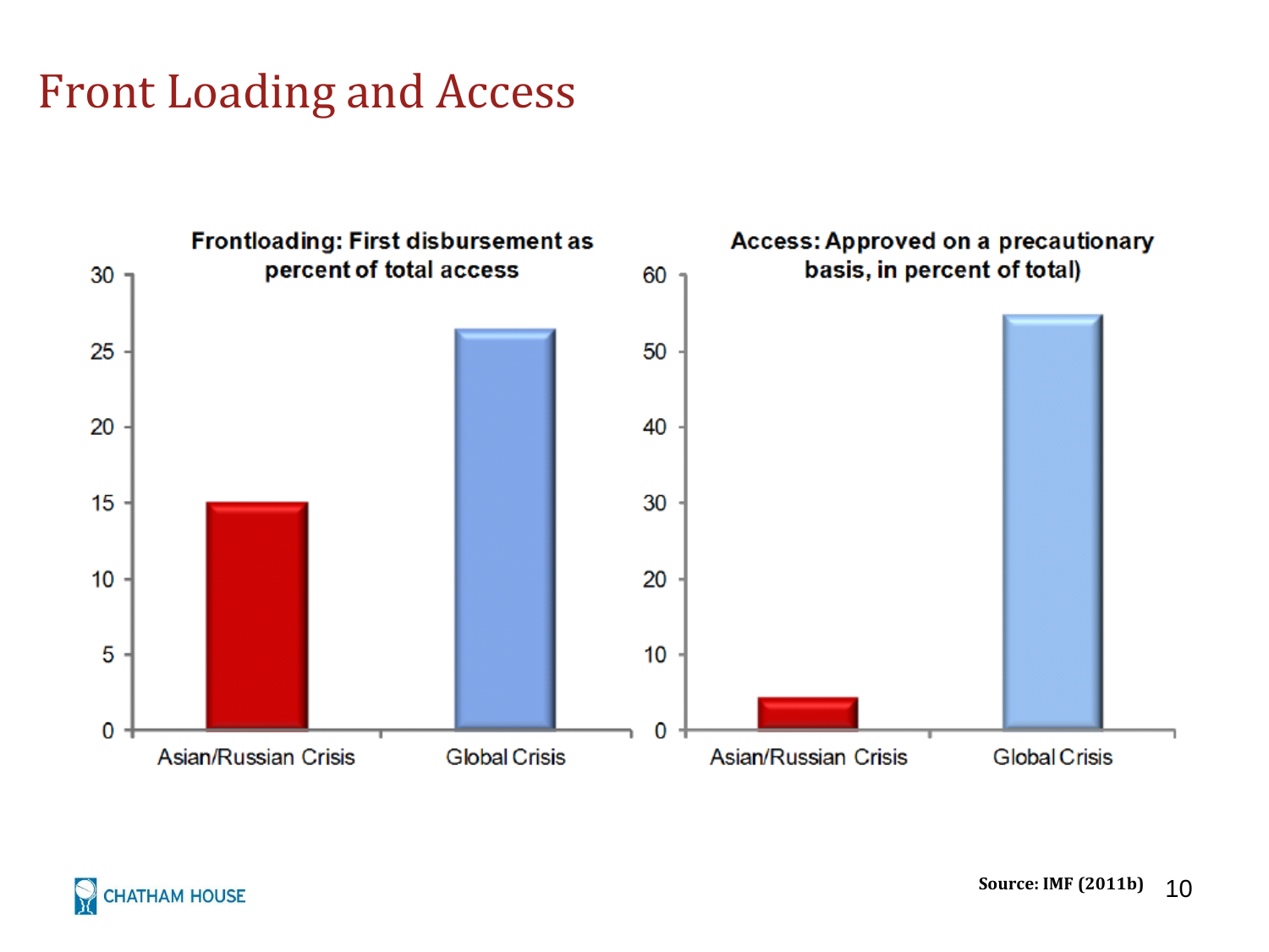# Front Loading and Access

**Frontloading: First disbursement as percent of total access**

30, 25, 20, 15, 10, 5, 0

Asian/Russian Crisis | Global Crisis

**Access: Approved on a precautionary basis, in percent of total)**

60, 50, 40, 30, 20, 10, 0

Asian/Russian Crisis | Global Crisis

CHATHAM HOUSE

Source: IMF (2011b)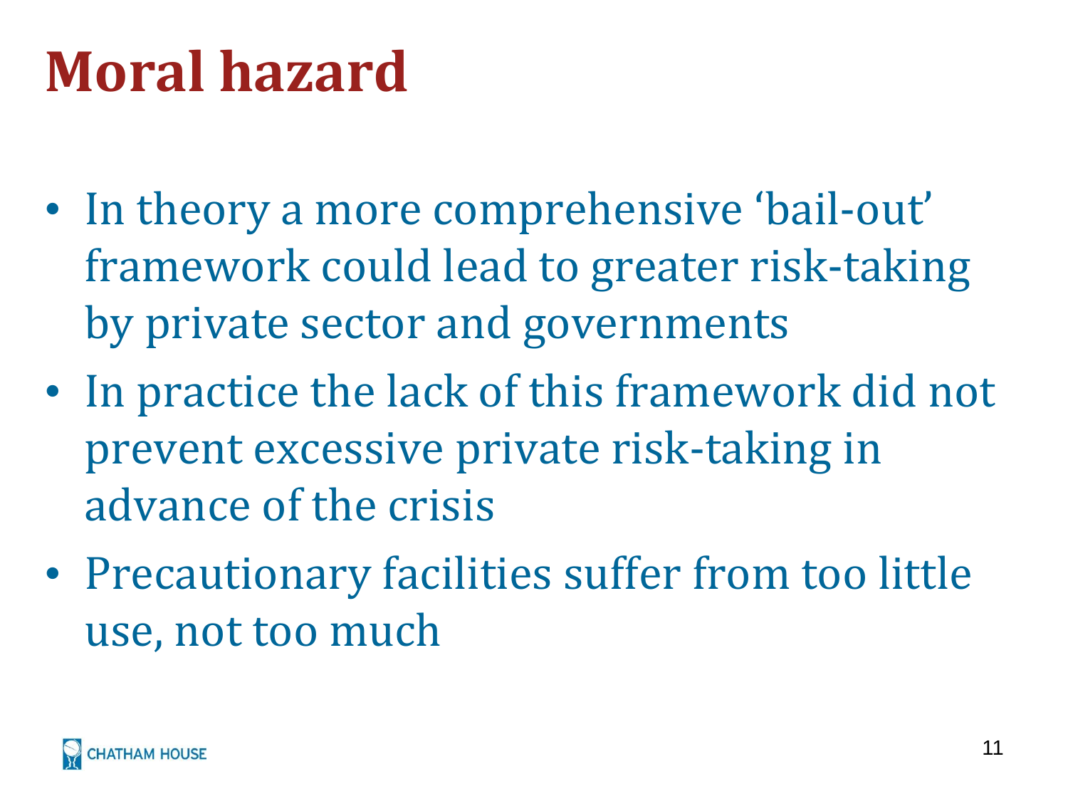# Moral hazard

- In theory a more comprehensive ‘bail-out’ framework could lead to greater risk-taking by private sector and governments
- In practice the lack of this framework did not prevent excessive private risk-taking in advance of the crisis
- Precautionary facilities suffer from too little use, not too much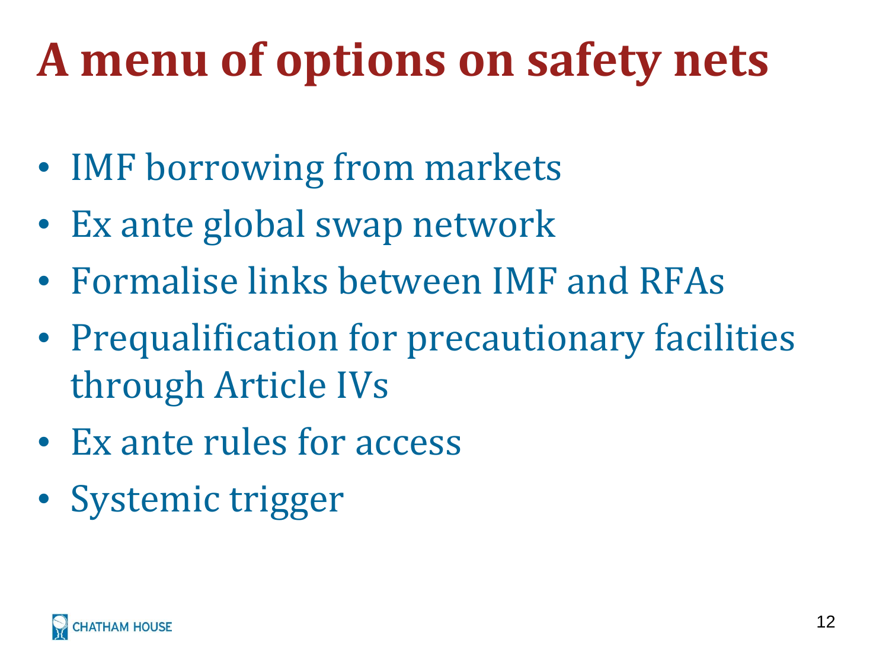# A menu of options on safety nets

- IMF borrowing from markets
- Ex ante global swap network
- Formalise links between IMF and RFAs
- Prequalification for precautionary facilities through Article IVs
- Ex ante rules for access
- Systemic trigger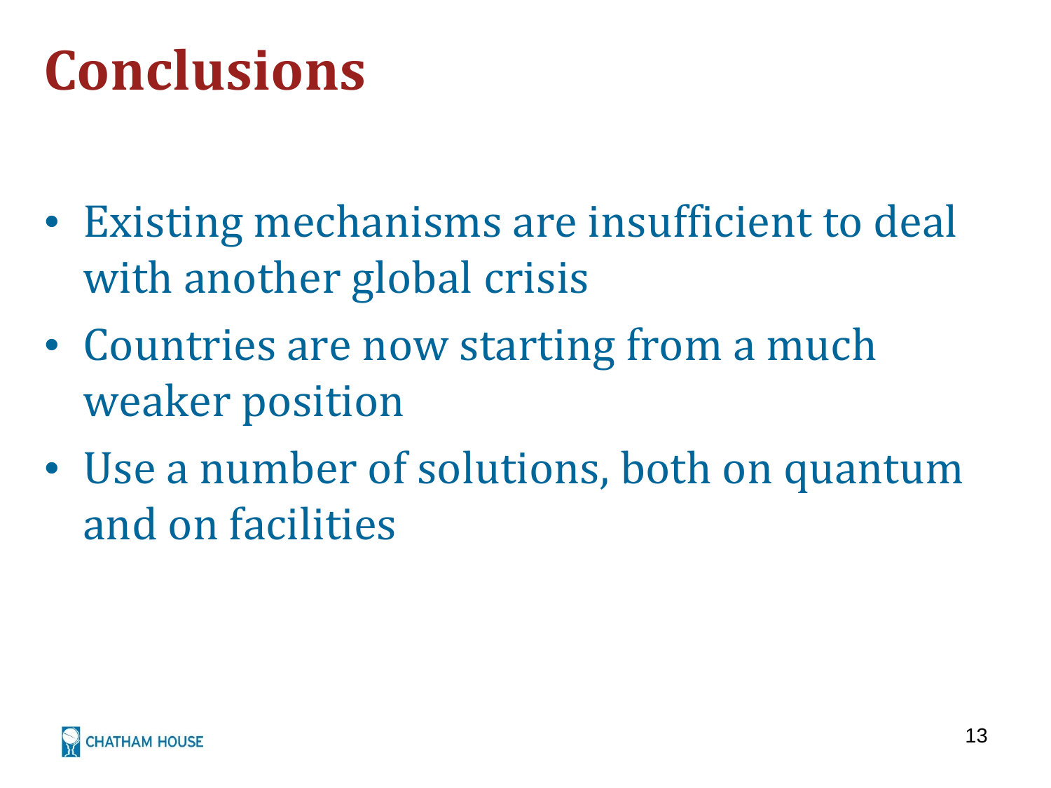# Conclusions

- Existing mechanisms are insufficient to deal with another global crisis
- Countries are now starting from a much weaker position
- Use a number of solutions, both on quantum and on facilities